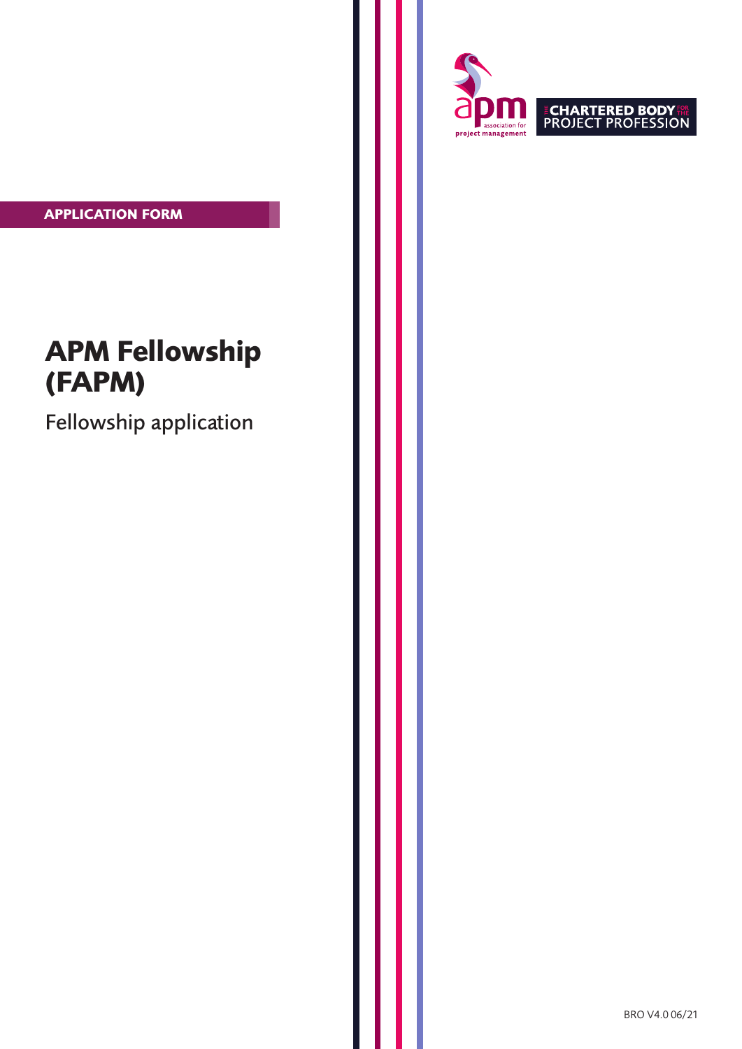**APPLICATION FORM**

# APM Fellowship (FAPM)

## Fellowship application

BRO V4.0 06/21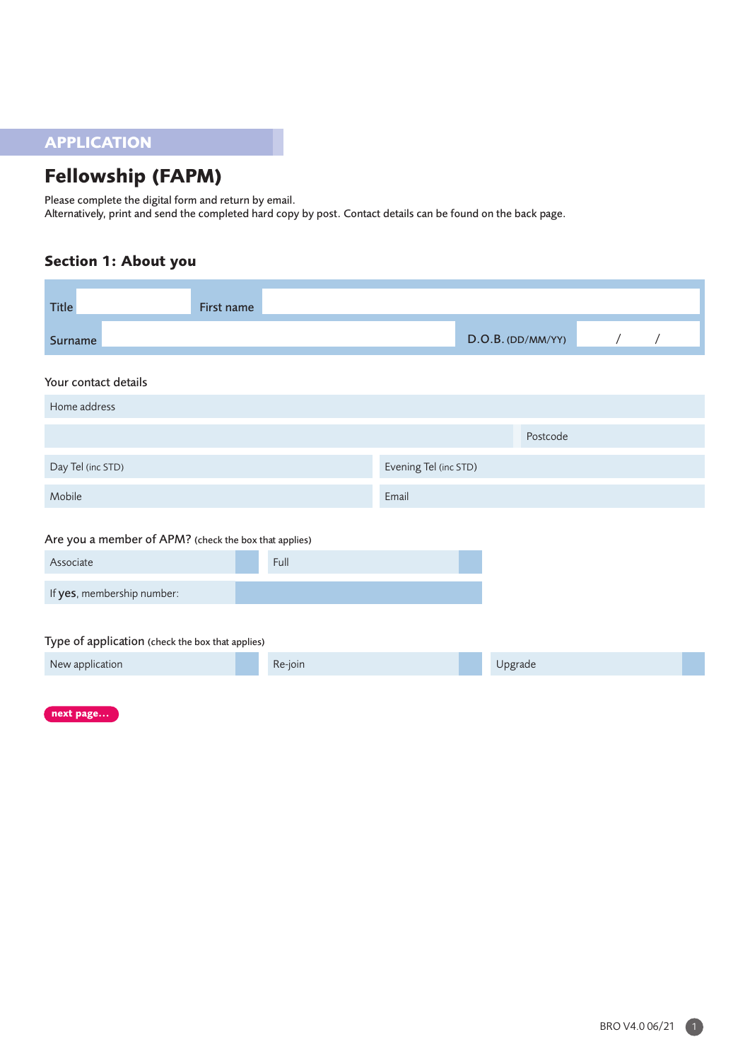APPLICATION

# Fellowship (FAPM)

Please complete the digital form and return by email.
Alternatively, print and send the completed hard copy by post. Contact details can be found on the back page.

## Section 1: About you

| Title | | First name | |
|---|---|---|---|
| Surname | | D.O.B. (DD/MM/YY) | / / |

Your contact details

| Home address | |
|---|---|
| | Postcode |
| Day Tel (inc STD) | Evening Tel (inc STD) |
| Mobile | Email |

Are you a member of APM? (check the box that applies)

| Associate | | Full | |
|---|---|---|---|
| If **yes**, membership number: | | | |

Type of application (check the box that applies)

| New application | | Re-join | | Upgrade | |
|---|---|---|---|---|---|

next page...

BRO V4.0 06/21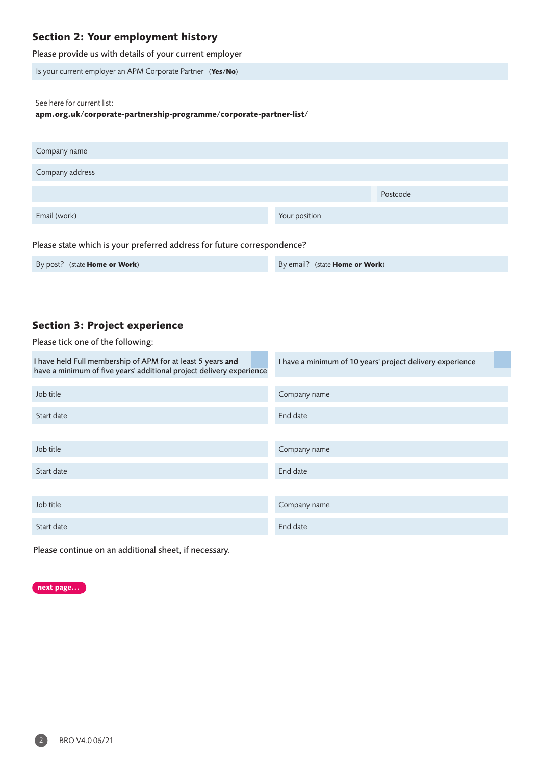## Section 2: Your employment history

Please provide us with details of your current employer

Is your current employer an APM Corporate Partner (**Yes/No**)

See here for current list:
**apm.org.uk/corporate-partnership-programme/corporate-partner-list/**

| | |
|---|---|
| Company name | |
| Company address | |
| | Postcode |
| Email (work) | Your position |

Please state which is your preferred address for future correspondence?

| | |
|---|---|
| By post? (state **Home or Work**) | By email? (state **Home or Work**) |

## Section 3: Project experience

Please tick one of the following:

| | |
|---|---|
| I have held Full membership of APM for at least 5 years **and** have a minimum of five years' additional project delivery experience ☐ | I have a minimum of 10 years' project delivery experience ☐ |

| | |
|---|---|
| Job title | Company name |
| Start date | End date |

| | |
|---|---|
| Job title | Company name |
| Start date | End date |

| | |
|---|---|
| Job title | Company name |
| Start date | End date |

Please continue on an additional sheet, if necessary.

**next page…**

BRO V4.0 06/21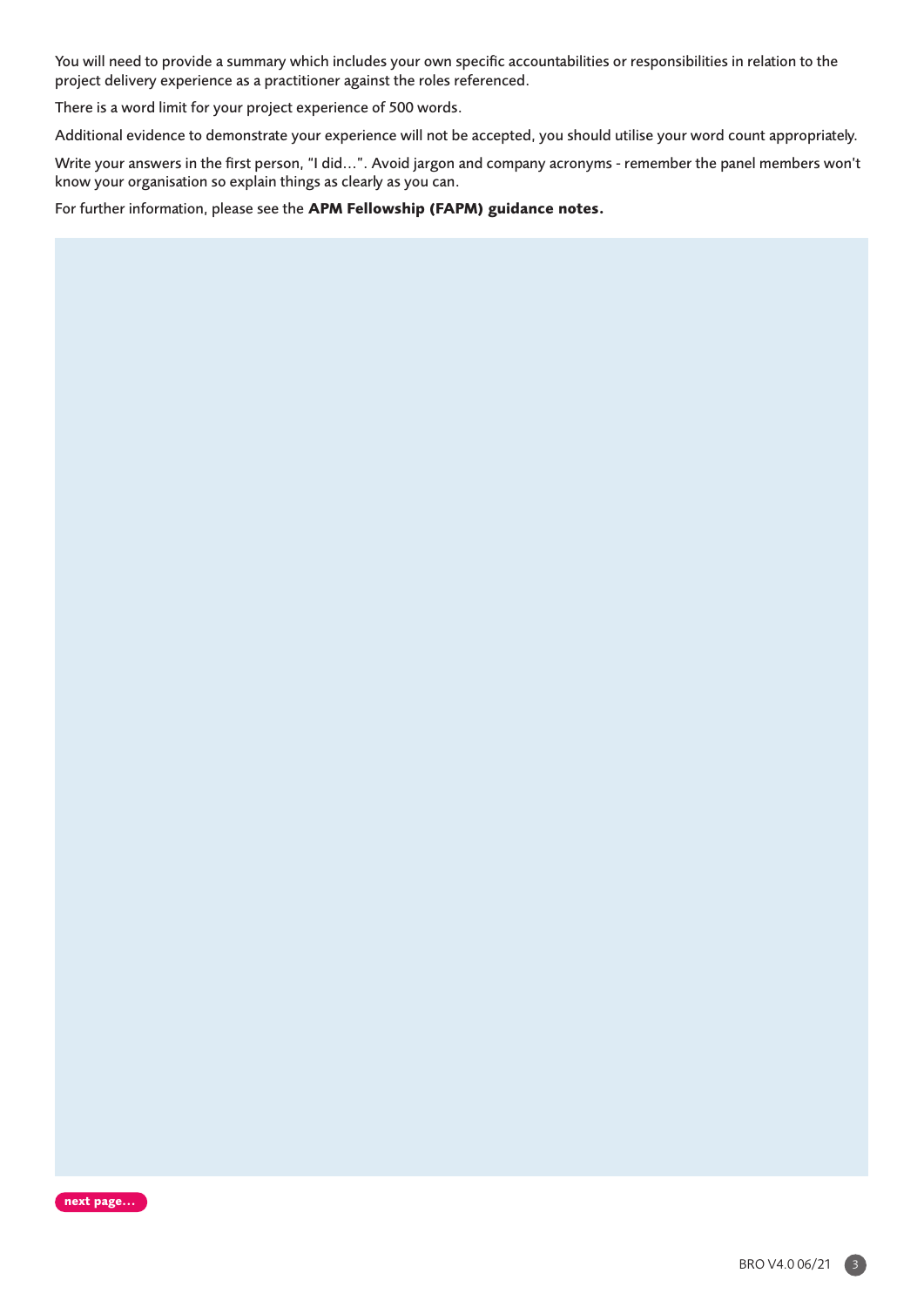You will need to provide a summary which includes your own specific accountabilities or responsibilities in relation to the project delivery experience as a practitioner against the roles referenced.

There is a word limit for your project experience of 500 words.

Additional evidence to demonstrate your experience will not be accepted, you should utilise your word count appropriately.

Write your answers in the first person, "I did…". Avoid jargon and company acronyms - remember the panel members won't know your organisation so explain things as clearly as you can.

For further information, please see the **APM Fellowship (FAPM) guidance notes.**

next page…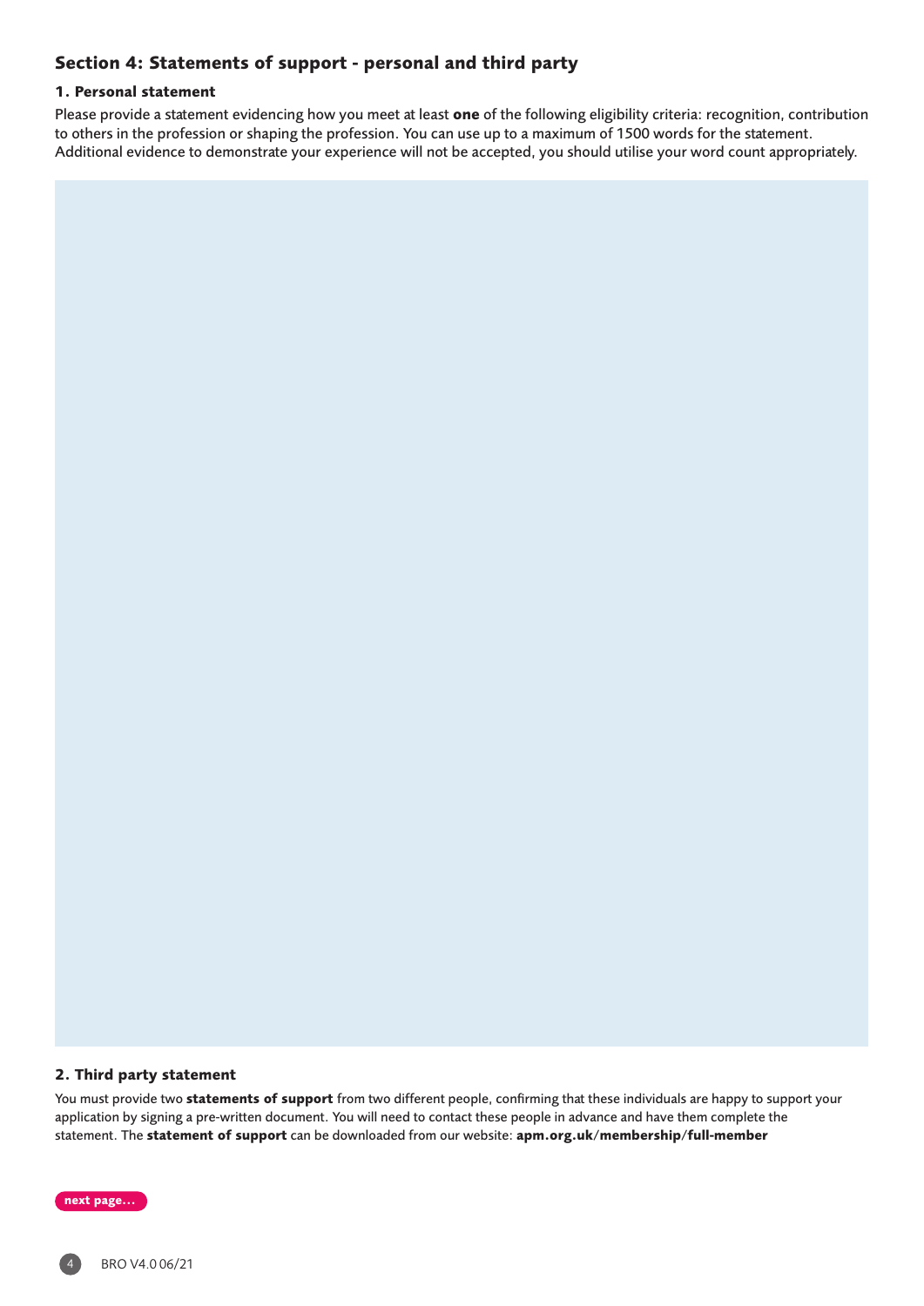## Section 4: Statements of support - personal and third party

### 1. Personal statement

Please provide a statement evidencing how you meet at least **one** of the following eligibility criteria: recognition, contribution to others in the profession or shaping the profession. You can use up to a maximum of 1500 words for the statement. Additional evidence to demonstrate your experience will not be accepted, you should utilise your word count appropriately.

### 2. Third party statement

You must provide two **statements of support** from two different people, confirming that these individuals are happy to support your application by signing a pre-written document. You will need to contact these people in advance and have them complete the statement. The **statement of support** can be downloaded from our website: **apm.org.uk/membership/full-member**

**next page...**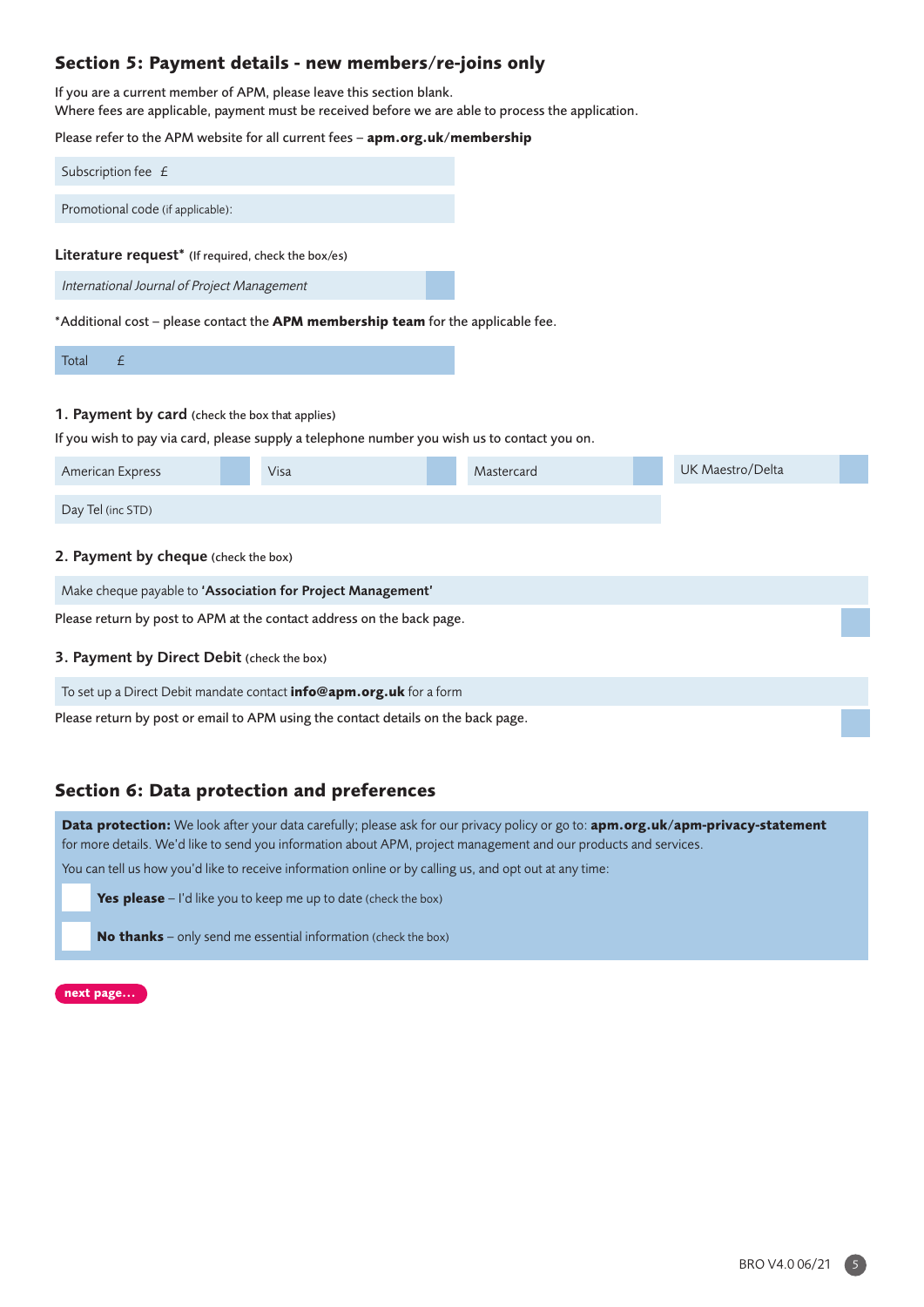## Section 5: Payment details - new members/re-joins only

If you are a current member of APM, please leave this section blank.
Where fees are applicable, payment must be received before we are able to process the application.

Please refer to the APM website for all current fees – **apm.org.uk/membership**

| Subscription fee £ |
|---|
| Promotional code (if applicable): |

**Literature request*** (If required, check the box/es)

| *International Journal of Project Management* | |
|---|---|

*Additional cost – please contact the **APM membership team** for the applicable fee.

| Total £ |
|---|

### 1. Payment by card (check the box that applies)

If you wish to pay via card, please supply a telephone number you wish us to contact you on.

| American Express | | Visa | | Mastercard | | UK Maestro/Delta | |
|---|---|---|---|---|---|---|---|

| Day Tel (inc STD) |
|---|

### 2. Payment by cheque (check the box)

Make cheque payable to **'Association for Project Management'**

Please return by post to APM at the contact address on the back page.

### 3. Payment by Direct Debit (check the box)

To set up a Direct Debit mandate contact **info@apm.org.uk** for a form

Please return by post or email to APM using the contact details on the back page.

## Section 6: Data protection and preferences

**Data protection:** We look after your data carefully; please ask for our privacy policy or go to: **apm.org.uk/apm-privacy-statement** for more details. We'd like to send you information about APM, project management and our products and services.

You can tell us how you'd like to receive information online or by calling us, and opt out at any time:

- **Yes please** – I'd like you to keep me up to date (check the box)
- **No thanks** – only send me essential information (check the box)

**next page...**

BRO V4.0 06/21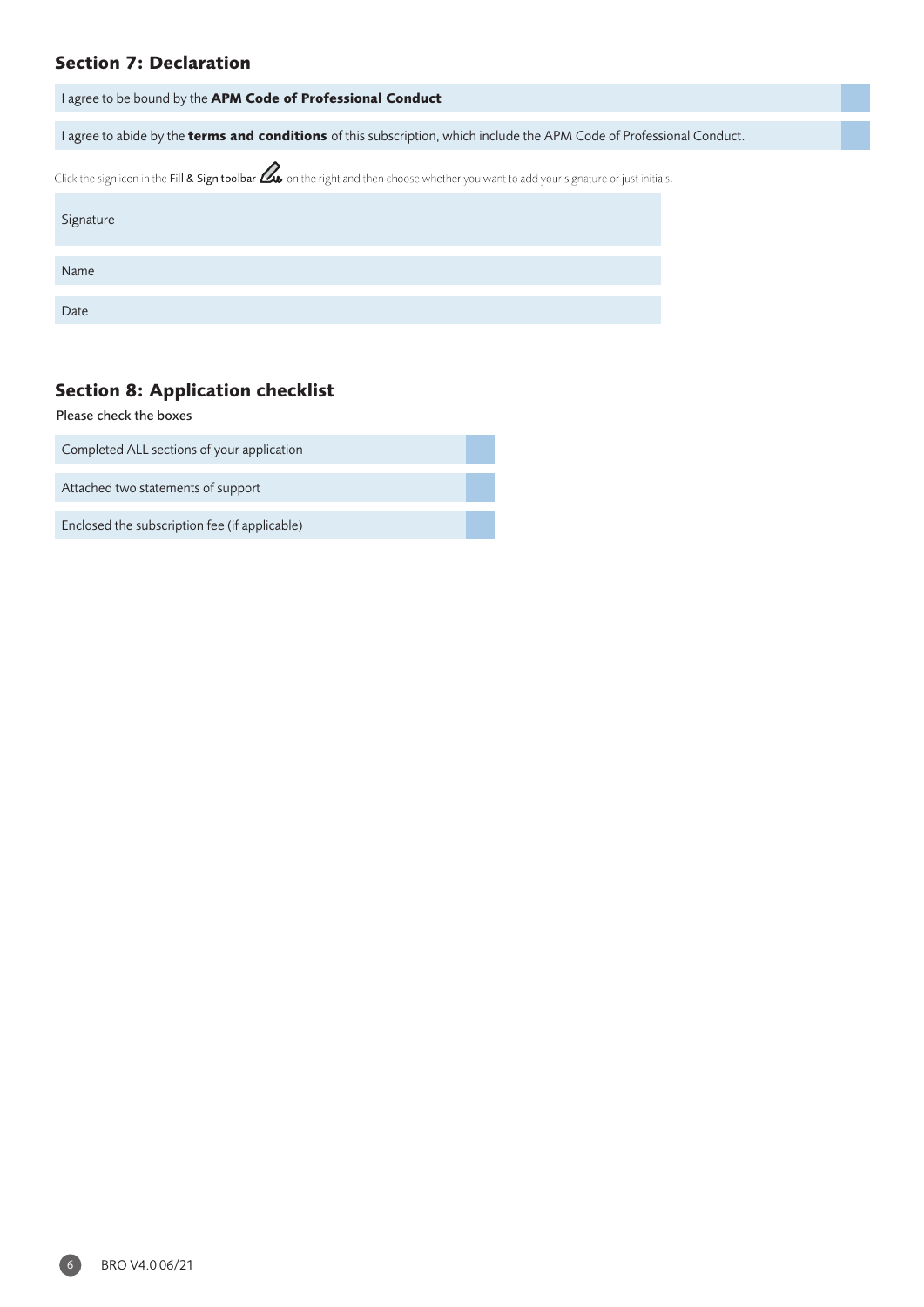## Section 7: Declaration

I agree to be bound by the **APM Code of Professional Conduct**

I agree to abide by the **terms and conditions** of this subscription, which include the APM Code of Professional Conduct.

Click the sign icon in the Fill & Sign toolbar on the right and then choose whether you want to add your signature or just initials.

Signature

Name

Date

## Section 8: Application checklist

Please check the boxes

Completed ALL sections of your application

Attached two statements of support

Enclosed the subscription fee (if applicable)

BRO V4.0 06/21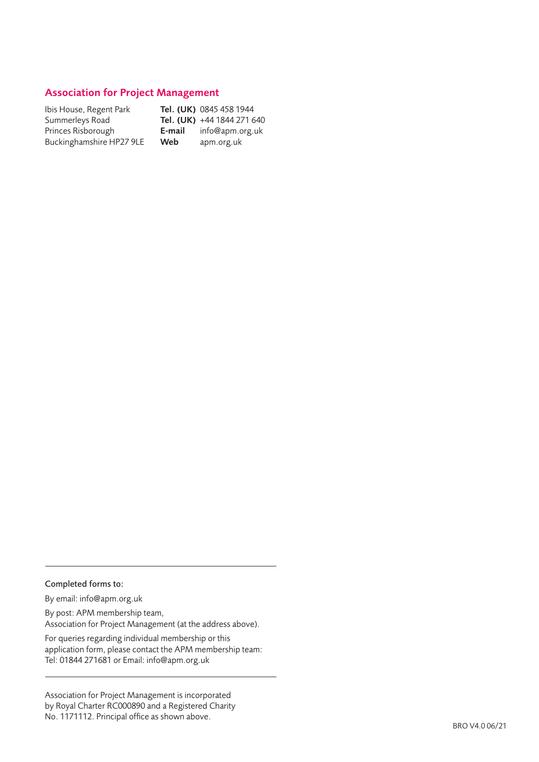## Association for Project Management

| | | |
|---|---|---|
| Ibis House, Regent Park | **Tel. (UK)** | 0845 458 1944 |
| Summerleys Road | **Tel. (UK)** | +44 1844 271 640 |
| Princes Risborough | **E-mail** | info@apm.org.uk |
| Buckinghamshire HP27 9LE | **Web** | apm.org.uk |

---

Completed forms to:

By email: info@apm.org.uk

By post: APM membership team,
Association for Project Management (at the address above).

For queries regarding individual membership or this application form, please contact the APM membership team: Tel: 01844 271681 or Email: info@apm.org.uk

---

Association for Project Management is incorporated by Royal Charter RC000890 and a Registered Charity No. 1171112. Principal office as shown above.

BRO V4.0 06/21